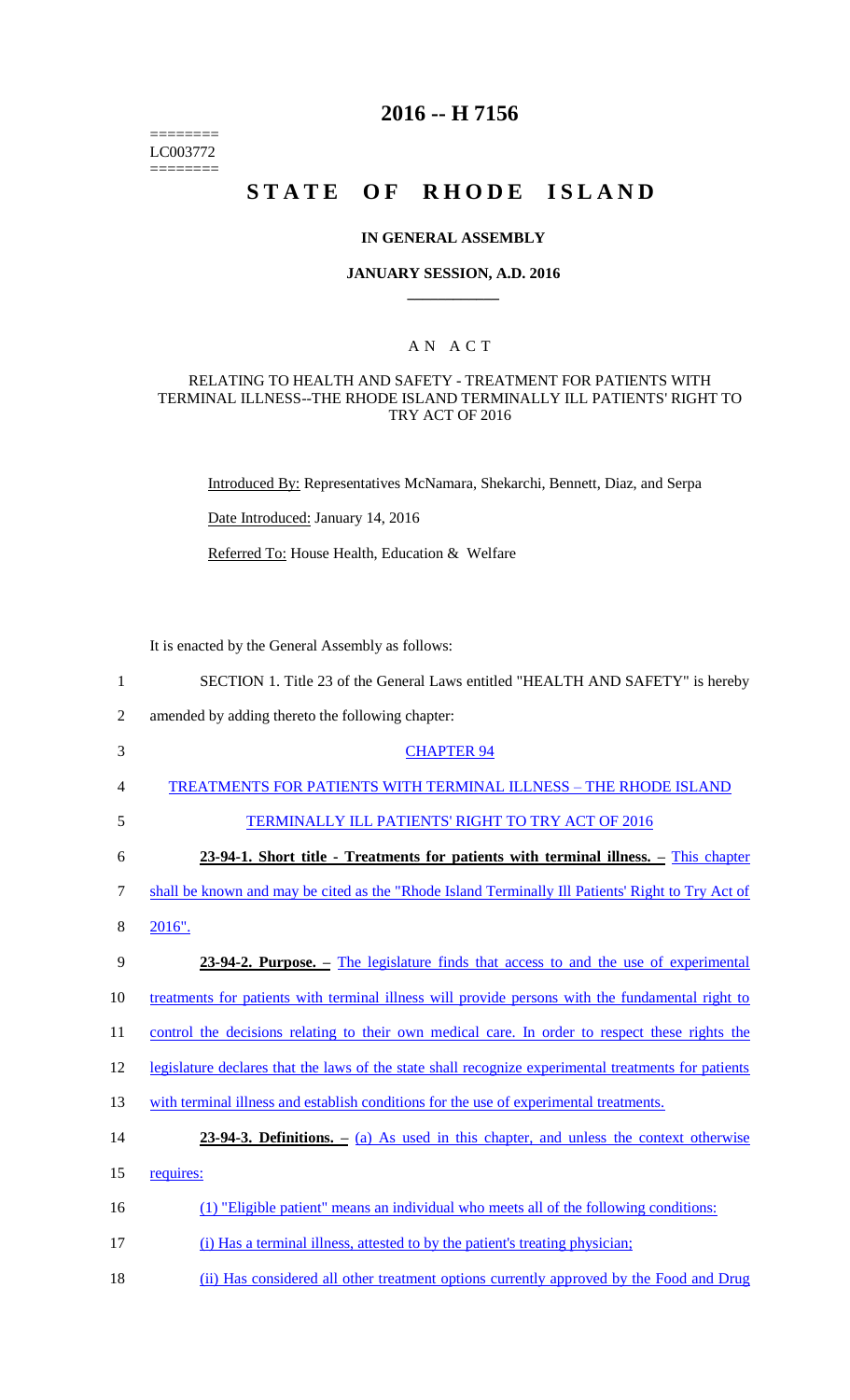========
LC003772
========

# 2016 -- H 7156

# STATE OF RHODE ISLAND

## IN GENERAL ASSEMBLY

## JANUARY SESSION, A.D. 2016

### A N A C T

RELATING TO HEALTH AND SAFETY - TREATMENT FOR PATIENTS WITH TERMINAL ILLNESS--THE RHODE ISLAND TERMINALLY ILL PATIENTS' RIGHT TO TRY ACT OF 2016

Introduced By: Representatives McNamara, Shekarchi, Bennett, Diaz, and Serpa

Date Introduced: January 14, 2016

Referred To: House Health, Education & Welfare

It is enacted by the General Assembly as follows:

1 SECTION 1. Title 23 of the General Laws entitled "HEALTH AND SAFETY" is hereby
2 amended by adding thereto the following chapter:

3 CHAPTER 94

4 TREATMENTS FOR PATIENTS WITH TERMINAL ILLNESS – THE RHODE ISLAND
5 TERMINALLY ILL PATIENTS' RIGHT TO TRY ACT OF 2016

6 **23-94-1. Short title - Treatments for patients with terminal illness. –** This chapter
7 shall be known and may be cited as the "Rhode Island Terminally Ill Patients' Right to Try Act of
8 2016".

9 **23-94-2. Purpose. –** The legislature finds that access to and the use of experimental
10 treatments for patients with terminal illness will provide persons with the fundamental right to
11 control the decisions relating to their own medical care. In order to respect these rights the
12 legislature declares that the laws of the state shall recognize experimental treatments for patients
13 with terminal illness and establish conditions for the use of experimental treatments.

14 **23-94-3. Definitions. –** (a) As used in this chapter, and unless the context otherwise
15 requires:

16 (1) "Eligible patient" means an individual who meets all of the following conditions:

17 (i) Has a terminal illness, attested to by the patient's treating physician;

18 (ii) Has considered all other treatment options currently approved by the Food and Drug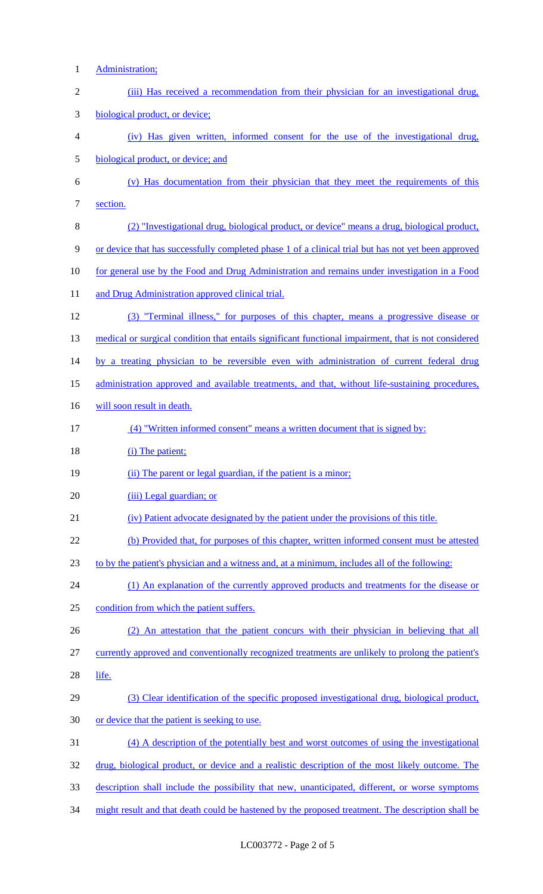Administration;

(iii) Has received a recommendation from their physician for an investigational drug, biological product, or device;

(iv) Has given written, informed consent for the use of the investigational drug, biological product, or device; and

(v) Has documentation from their physician that they meet the requirements of this section.

(2) "Investigational drug, biological product, or device" means a drug, biological product, or device that has successfully completed phase 1 of a clinical trial but has not yet been approved for general use by the Food and Drug Administration and remains under investigation in a Food and Drug Administration approved clinical trial.

(3) "Terminal illness," for purposes of this chapter, means a progressive disease or medical or surgical condition that entails significant functional impairment, that is not considered by a treating physician to be reversible even with administration of current federal drug administration approved and available treatments, and that, without life-sustaining procedures, will soon result in death.

(4) "Written informed consent" means a written document that is signed by:

(i) The patient;

(ii) The parent or legal guardian, if the patient is a minor;

(iii) Legal guardian; or

(iv) Patient advocate designated by the patient under the provisions of this title.

(b) Provided that, for purposes of this chapter, written informed consent must be attested to by the patient's physician and a witness and, at a minimum, includes all of the following:

(1) An explanation of the currently approved products and treatments for the disease or condition from which the patient suffers.

(2) An attestation that the patient concurs with their physician in believing that all currently approved and conventionally recognized treatments are unlikely to prolong the patient's life.

(3) Clear identification of the specific proposed investigational drug, biological product, or device that the patient is seeking to use.

(4) A description of the potentially best and worst outcomes of using the investigational drug, biological product, or device and a realistic description of the most likely outcome. The description shall include the possibility that new, unanticipated, different, or worse symptoms might result and that death could be hastened by the proposed treatment. The description shall be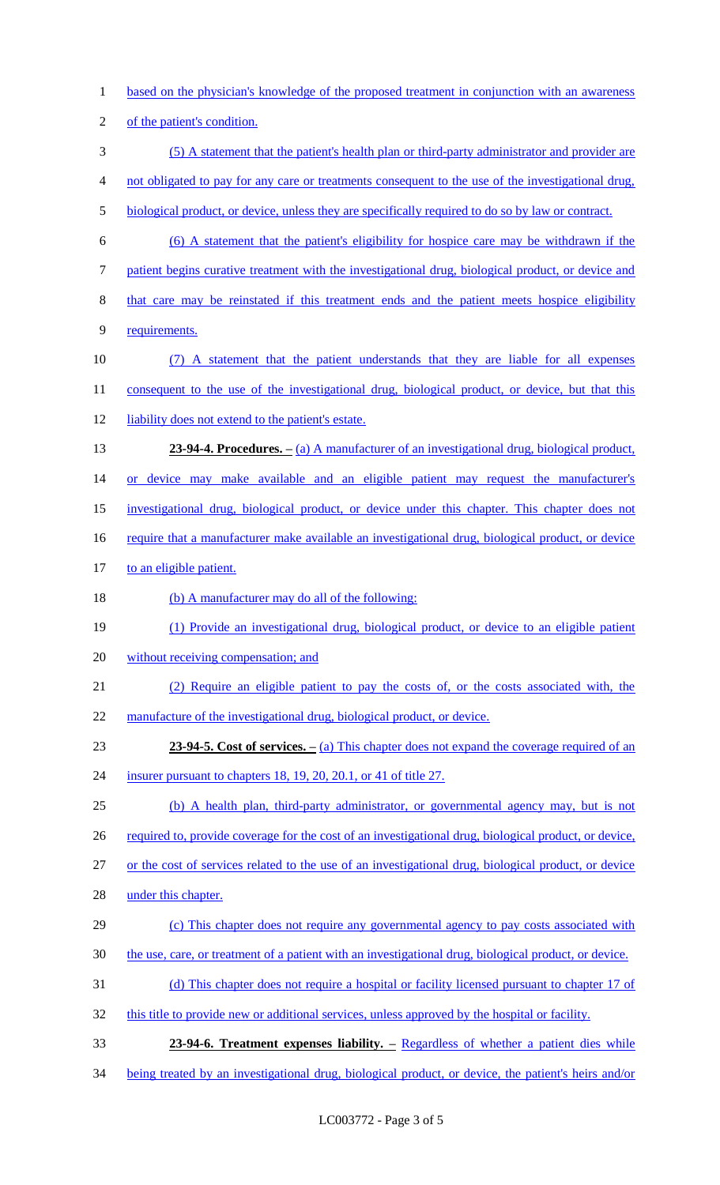based on the physician's knowledge of the proposed treatment in conjunction with an awareness of the patient's condition.

(5) A statement that the patient's health plan or third-party administrator and provider are not obligated to pay for any care or treatments consequent to the use of the investigational drug, biological product, or device, unless they are specifically required to do so by law or contract.

(6) A statement that the patient's eligibility for hospice care may be withdrawn if the patient begins curative treatment with the investigational drug, biological product, or device and that care may be reinstated if this treatment ends and the patient meets hospice eligibility requirements.

(7) A statement that the patient understands that they are liable for all expenses consequent to the use of the investigational drug, biological product, or device, but that this liability does not extend to the patient's estate.

**23-94-4. Procedures. –** (a) A manufacturer of an investigational drug, biological product, or device may make available and an eligible patient may request the manufacturer's investigational drug, biological product, or device under this chapter. This chapter does not require that a manufacturer make available an investigational drug, biological product, or device to an eligible patient.

(b) A manufacturer may do all of the following:

(1) Provide an investigational drug, biological product, or device to an eligible patient without receiving compensation; and

(2) Require an eligible patient to pay the costs of, or the costs associated with, the manufacture of the investigational drug, biological product, or device.

**23-94-5. Cost of services. –** (a) This chapter does not expand the coverage required of an insurer pursuant to chapters 18, 19, 20, 20.1, or 41 of title 27.

(b) A health plan, third-party administrator, or governmental agency may, but is not required to, provide coverage for the cost of an investigational drug, biological product, or device, or the cost of services related to the use of an investigational drug, biological product, or device under this chapter.

(c) This chapter does not require any governmental agency to pay costs associated with the use, care, or treatment of a patient with an investigational drug, biological product, or device.

(d) This chapter does not require a hospital or facility licensed pursuant to chapter 17 of this title to provide new or additional services, unless approved by the hospital or facility.

**23-94-6. Treatment expenses liability. –** Regardless of whether a patient dies while being treated by an investigational drug, biological product, or device, the patient's heirs and/or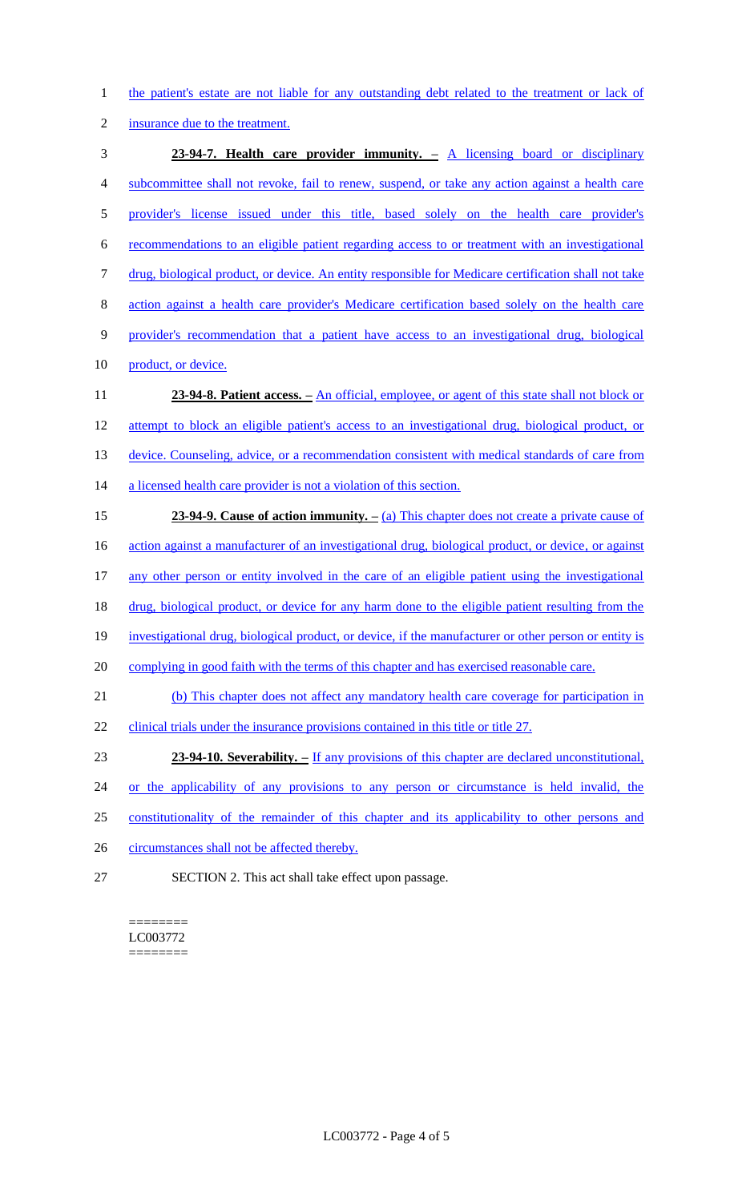the patient's estate are not liable for any outstanding debt related to the treatment or lack of insurance due to the treatment.

**23-94-7. Health care provider immunity. –** A licensing board or disciplinary subcommittee shall not revoke, fail to renew, suspend, or take any action against a health care provider's license issued under this title, based solely on the health care provider's recommendations to an eligible patient regarding access to or treatment with an investigational drug, biological product, or device. An entity responsible for Medicare certification shall not take action against a health care provider's Medicare certification based solely on the health care provider's recommendation that a patient have access to an investigational drug, biological product, or device.

**23-94-8. Patient access. –** An official, employee, or agent of this state shall not block or attempt to block an eligible patient's access to an investigational drug, biological product, or device. Counseling, advice, or a recommendation consistent with medical standards of care from a licensed health care provider is not a violation of this section.

**23-94-9. Cause of action immunity. –** (a) This chapter does not create a private cause of action against a manufacturer of an investigational drug, biological product, or device, or against any other person or entity involved in the care of an eligible patient using the investigational drug, biological product, or device for any harm done to the eligible patient resulting from the investigational drug, biological product, or device, if the manufacturer or other person or entity is complying in good faith with the terms of this chapter and has exercised reasonable care.

(b) This chapter does not affect any mandatory health care coverage for participation in clinical trials under the insurance provisions contained in this title or title 27.

**23-94-10. Severability. –** If any provisions of this chapter are declared unconstitutional, or the applicability of any provisions to any person or circumstance is held invalid, the constitutionality of the remainder of this chapter and its applicability to other persons and circumstances shall not be affected thereby.

SECTION 2. This act shall take effect upon passage.

========
LC003772
========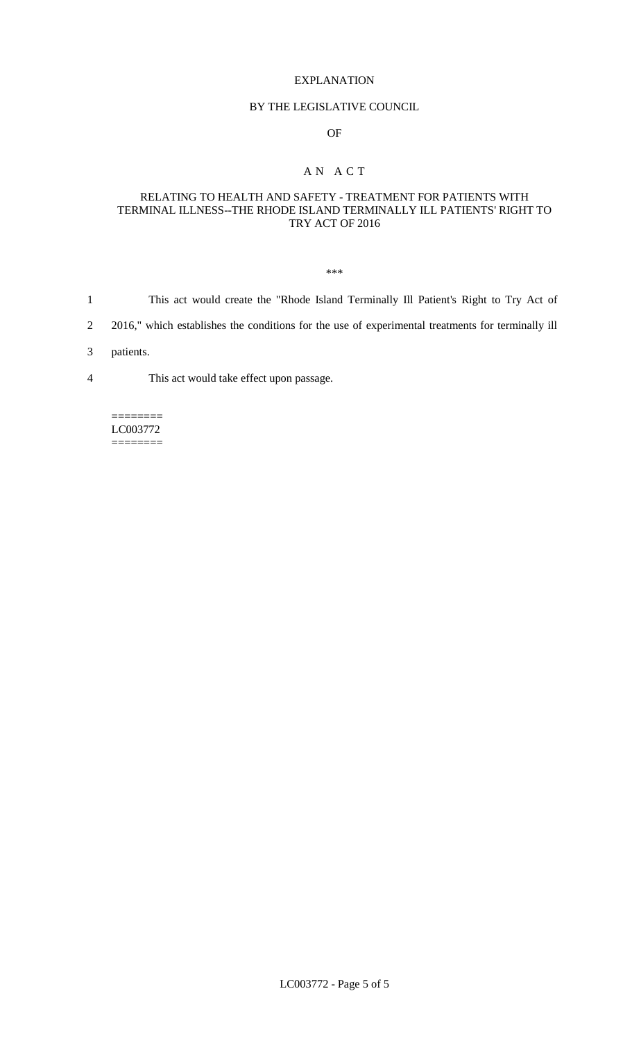EXPLANATION

BY THE LEGISLATIVE COUNCIL

OF

A N A C T

RELATING TO HEALTH AND SAFETY - TREATMENT FOR PATIENTS WITH TERMINAL ILLNESS--THE RHODE ISLAND TERMINALLY ILL PATIENTS' RIGHT TO TRY ACT OF 2016

\*\*\*

1 This act would create the "Rhode Island Terminally Ill Patient's Right to Try Act of
2 2016," which establishes the conditions for the use of experimental treatments for terminally ill
3 patients.
4 This act would take effect upon passage.

========
LC003772
========